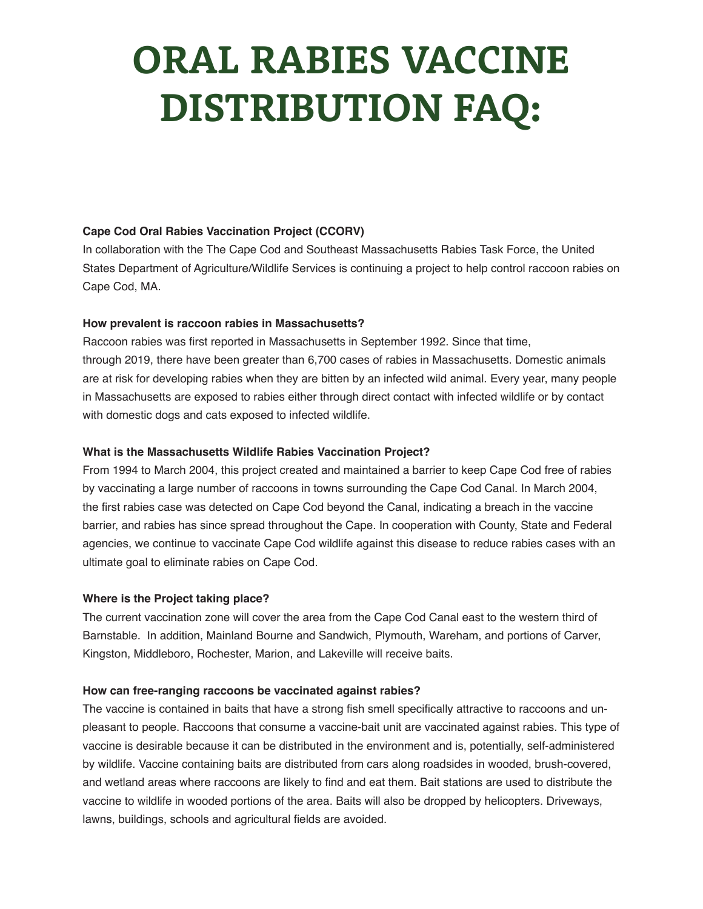# ORAL RABIES VACCINE DISTRIBUTION FAQ:

**Cape Cod Oral Rabies Vaccination Project (CCORV)**

In collaboration with the The Cape Cod and Southeast Massachusetts Rabies Task Force, the United States Department of Agriculture/Wildlife Services is continuing a project to help control raccoon rabies on Cape Cod, MA.

**How prevalent is raccoon rabies in Massachusetts?**

Raccoon rabies was first reported in Massachusetts in September 1992. Since that time, through 2019, there have been greater than 6,700 cases of rabies in Massachusetts. Domestic animals are at risk for developing rabies when they are bitten by an infected wild animal. Every year, many people in Massachusetts are exposed to rabies either through direct contact with infected wildlife or by contact with domestic dogs and cats exposed to infected wildlife.

**What is the Massachusetts Wildlife Rabies Vaccination Project?**

From 1994 to March 2004, this project created and maintained a barrier to keep Cape Cod free of rabies by vaccinating a large number of raccoons in towns surrounding the Cape Cod Canal. In March 2004, the first rabies case was detected on Cape Cod beyond the Canal, indicating a breach in the vaccine barrier, and rabies has since spread throughout the Cape. In cooperation with County, State and Federal agencies, we continue to vaccinate Cape Cod wildlife against this disease to reduce rabies cases with an ultimate goal to eliminate rabies on Cape Cod.

**Where is the Project taking place?**

The current vaccination zone will cover the area from the Cape Cod Canal east to the western third of Barnstable. In addition, Mainland Bourne and Sandwich, Plymouth, Wareham, and portions of Carver, Kingston, Middleboro, Rochester, Marion, and Lakeville will receive baits.

**How can free-ranging raccoons be vaccinated against rabies?**

The vaccine is contained in baits that have a strong fish smell specifically attractive to raccoons and unpleasant to people. Raccoons that consume a vaccine-bait unit are vaccinated against rabies. This type of vaccine is desirable because it can be distributed in the environment and is, potentially, self-administered by wildlife. Vaccine containing baits are distributed from cars along roadsides in wooded, brush-covered, and wetland areas where raccoons are likely to find and eat them. Bait stations are used to distribute the vaccine to wildlife in wooded portions of the area. Baits will also be dropped by helicopters. Driveways, lawns, buildings, schools and agricultural fields are avoided.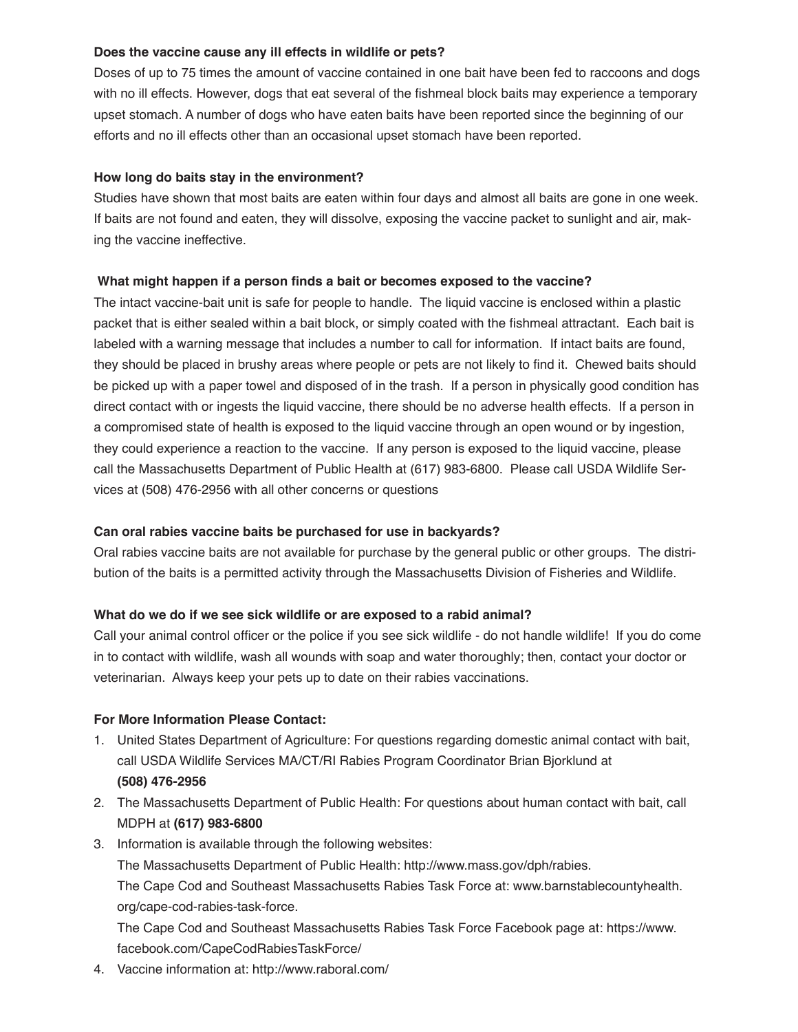**Does the vaccine cause any ill effects in wildlife or pets?**

Doses of up to 75 times the amount of vaccine contained in one bait have been fed to raccoons and dogs with no ill effects. However, dogs that eat several of the fishmeal block baits may experience a temporary upset stomach. A number of dogs who have eaten baits have been reported since the beginning of our efforts and no ill effects other than an occasional upset stomach have been reported.

**How long do baits stay in the environment?**

Studies have shown that most baits are eaten within four days and almost all baits are gone in one week. If baits are not found and eaten, they will dissolve, exposing the vaccine packet to sunlight and air, making the vaccine ineffective.

**What might happen if a person finds a bait or becomes exposed to the vaccine?**

The intact vaccine-bait unit is safe for people to handle. The liquid vaccine is enclosed within a plastic packet that is either sealed within a bait block, or simply coated with the fishmeal attractant. Each bait is labeled with a warning message that includes a number to call for information. If intact baits are found, they should be placed in brushy areas where people or pets are not likely to find it. Chewed baits should be picked up with a paper towel and disposed of in the trash. If a person in physically good condition has direct contact with or ingests the liquid vaccine, there should be no adverse health effects. If a person in a compromised state of health is exposed to the liquid vaccine through an open wound or by ingestion, they could experience a reaction to the vaccine. If any person is exposed to the liquid vaccine, please call the Massachusetts Department of Public Health at (617) 983-6800. Please call USDA Wildlife Services at (508) 476-2956 with all other concerns or questions

**Can oral rabies vaccine baits be purchased for use in backyards?**

Oral rabies vaccine baits are not available for purchase by the general public or other groups. The distribution of the baits is a permitted activity through the Massachusetts Division of Fisheries and Wildlife.

**What do we do if we see sick wildlife or are exposed to a rabid animal?**

Call your animal control officer or the police if you see sick wildlife - do not handle wildlife! If you do come in to contact with wildlife, wash all wounds with soap and water thoroughly; then, contact your doctor or veterinarian. Always keep your pets up to date on their rabies vaccinations.

**For More Information Please Contact:**

1. United States Department of Agriculture: For questions regarding domestic animal contact with bait, call USDA Wildlife Services MA/CT/RI Rabies Program Coordinator Brian Bjorklund at **(508) 476-2956**
2. The Massachusetts Department of Public Health: For questions about human contact with bait, call MDPH at **(617) 983-6800**
3. Information is available through the following websites:
   The Massachusetts Department of Public Health: http://www.mass.gov/dph/rabies.
   The Cape Cod and Southeast Massachusetts Rabies Task Force at: www.barnstablecountyhealth.org/cape-cod-rabies-task-force.
   The Cape Cod and Southeast Massachusetts Rabies Task Force Facebook page at: https://www.facebook.com/CapeCodRabiesTaskForce/
4. Vaccine information at: http://www.raboral.com/